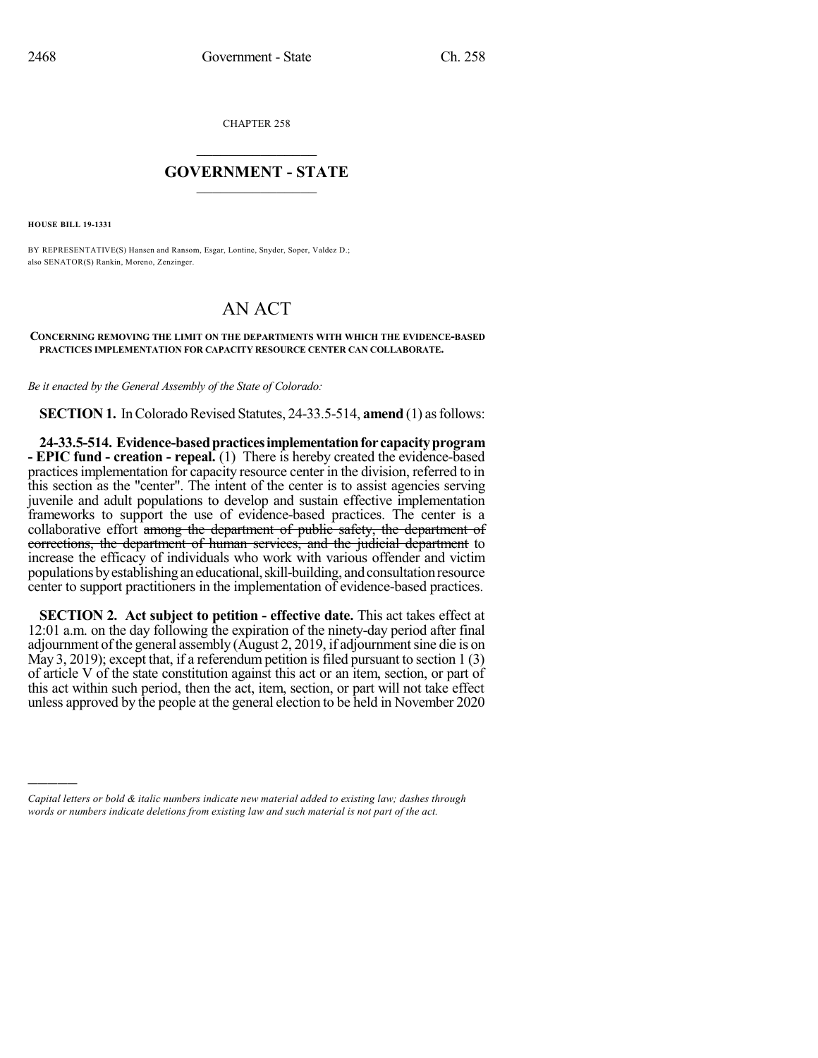CHAPTER 258

# GOVERNMENT - STATE

**HOUSE BILL 19-1331**

BY REPRESENTATIVE(S) Hansen and Ransom, Esgar, Lontine, Snyder, Soper, Valdez D.; also SENATOR(S) Rankin, Moreno, Zenzinger.

# AN ACT

**CONCERNING REMOVING THE LIMIT ON THE DEPARTMENTS WITH WHICH THE EVIDENCE-BASED PRACTICES IMPLEMENTATION FOR CAPACITY RESOURCE CENTER CAN COLLABORATE.**

*Be it enacted by the General Assembly of the State of Colorado:*

**SECTION 1.** In Colorado Revised Statutes, 24-33.5-514, **amend** (1) as follows:

**24-33.5-514. Evidence-based practices implementation for capacity program - EPIC fund - creation - repeal.** (1) There is hereby created the evidence-based practices implementation for capacity resource center in the division, referred to in this section as the "center". The intent of the center is to assist agencies serving juvenile and adult populations to develop and sustain effective implementation frameworks to support the use of evidence-based practices. The center is a collaborative effort ~~among the department of public safety, the department of corrections, the department of human services, and the judicial department~~ to increase the efficacy of individuals who work with various offender and victim populations by establishing an educational, skill-building, and consultation resource center to support practitioners in the implementation of evidence-based practices.

**SECTION 2. Act subject to petition - effective date.** This act takes effect at 12:01 a.m. on the day following the expiration of the ninety-day period after final adjournment of the general assembly (August 2, 2019, if adjournment sine die is on May 3, 2019); except that, if a referendum petition is filed pursuant to section 1 (3) of article V of the state constitution against this act or an item, section, or part of this act within such period, then the act, item, section, or part will not take effect unless approved by the people at the general election to be held in November 2020

---

*Capital letters or bold & italic numbers indicate new material added to existing law; dashes through words or numbers indicate deletions from existing law and such material is not part of the act.*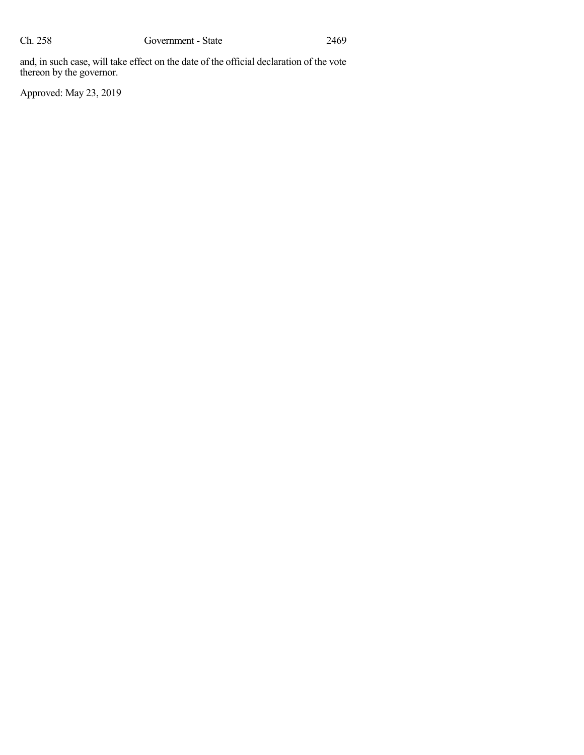and, in such case, will take effect on the date of the official declaration of the vote thereon by the governor.

Approved: May 23, 2019